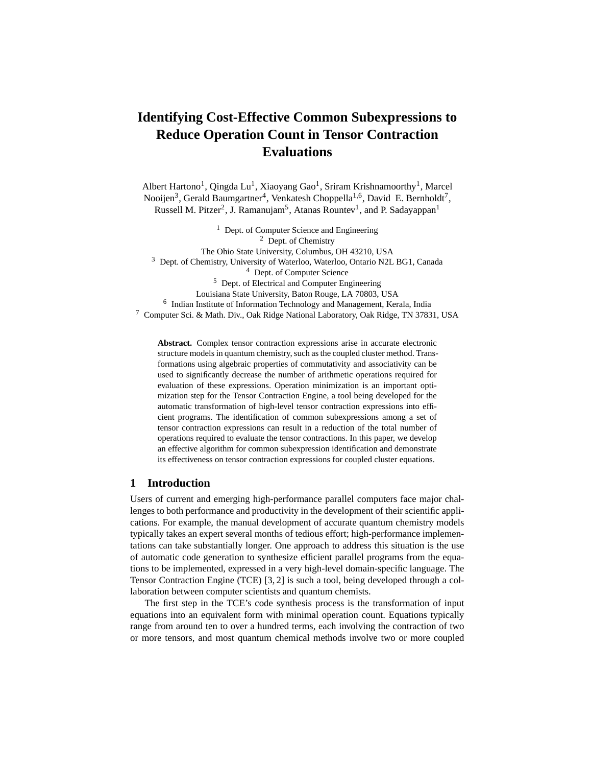# Identifying Cost-Effective Common Subexpressions to Reduce Operation Count in Tensor Contraction Evaluations

Albert Hartono[1], Qingda Lu[1], Xiaoyang Gao[1], Sriram Krishnamoorthy[1], Marcel Nooijen[3], Gerald Baumgartner[4], Venkatesh Choppella[1,6], David E. Bernholdt[7], Russell M. Pitzer[2], J. Ramanujam[5], Atanas Rountev[1], and P. Sadayappan[1]

[1] Dept. of Computer Science and Engineering
[2] Dept. of Chemistry
The Ohio State University, Columbus, OH 43210, USA
[3] Dept. of Chemistry, University of Waterloo, Waterloo, Ontario N2L BG1, Canada
[4] Dept. of Computer Science
[5] Dept. of Electrical and Computer Engineering
Louisiana State University, Baton Rouge, LA 70803, USA
[6] Indian Institute of Information Technology and Management, Kerala, India
[7] Computer Sci. & Math. Div., Oak Ridge National Laboratory, Oak Ridge, TN 37831, USA

**Abstract.** Complex tensor contraction expressions arise in accurate electronic structure models in quantum chemistry, such as the coupled cluster method. Transformations using algebraic properties of commutativity and associativity can be used to significantly decrease the number of arithmetic operations required for evaluation of these expressions. Operation minimization is an important optimization step for the Tensor Contraction Engine, a tool being developed for the automatic transformation of high-level tensor contraction expressions into efficient programs. The identification of common subexpressions among a set of tensor contraction expressions can result in a reduction of the total number of operations required to evaluate the tensor contractions. In this paper, we develop an effective algorithm for common subexpression identification and demonstrate its effectiveness on tensor contraction expressions for coupled cluster equations.

## 1 Introduction

Users of current and emerging high-performance parallel computers face major challenges to both performance and productivity in the development of their scientific applications. For example, the manual development of accurate quantum chemistry models typically takes an expert several months of tedious effort; high-performance implementations can take substantially longer. One approach to address this situation is the use of automatic code generation to synthesize efficient parallel programs from the equations to be implemented, expressed in a very high-level domain-specific language. The Tensor Contraction Engine (TCE) [3, 2] is such a tool, being developed through a collaboration between computer scientists and quantum chemists.

The first step in the TCE's code synthesis process is the transformation of input equations into an equivalent form with minimal operation count. Equations typically range from around ten to over a hundred terms, each involving the contraction of two or more tensors, and most quantum chemical methods involve two or more coupled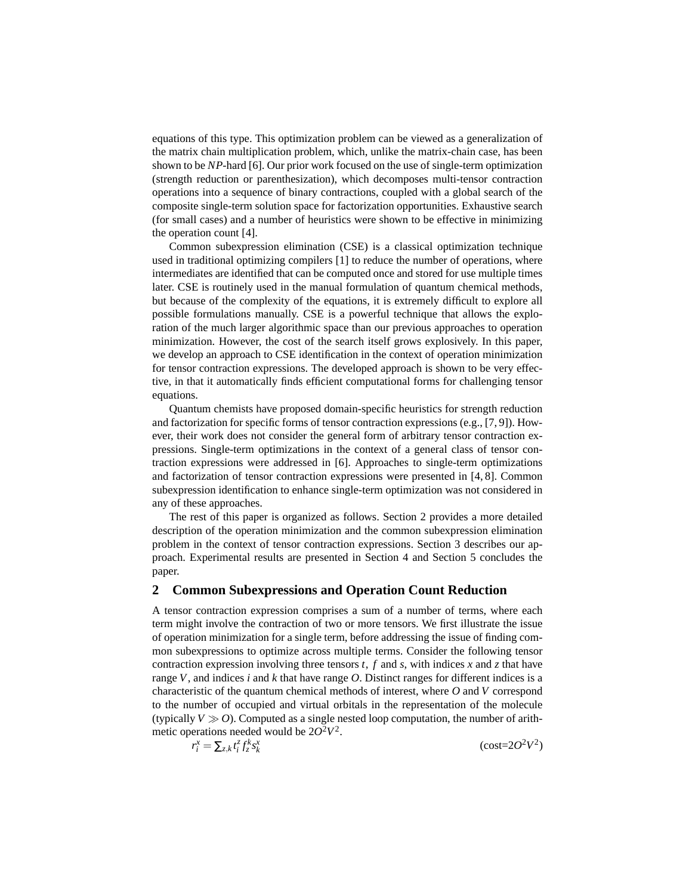equations of this type. This optimization problem can be viewed as a generalization of the matrix chain multiplication problem, which, unlike the matrix-chain case, has been shown to be *NP*-hard [6]. Our prior work focused on the use of single-term optimization (strength reduction or parenthesization), which decomposes multi-tensor contraction operations into a sequence of binary contractions, coupled with a global search of the composite single-term solution space for factorization opportunities. Exhaustive search (for small cases) and a number of heuristics were shown to be effective in minimizing the operation count [4].

Common subexpression elimination (CSE) is a classical optimization technique used in traditional optimizing compilers [1] to reduce the number of operations, where intermediates are identified that can be computed once and stored for use multiple times later. CSE is routinely used in the manual formulation of quantum chemical methods, but because of the complexity of the equations, it is extremely difficult to explore all possible formulations manually. CSE is a powerful technique that allows the exploration of the much larger algorithmic space than our previous approaches to operation minimization. However, the cost of the search itself grows explosively. In this paper, we develop an approach to CSE identification in the context of operation minimization for tensor contraction expressions. The developed approach is shown to be very effective, in that it automatically finds efficient computational forms for challenging tensor equations.

Quantum chemists have proposed domain-specific heuristics for strength reduction and factorization for specific forms of tensor contraction expressions (e.g., [7, 9]). However, their work does not consider the general form of arbitrary tensor contraction expressions. Single-term optimizations in the context of a general class of tensor contraction expressions were addressed in [6]. Approaches to single-term optimizations and factorization of tensor contraction expressions were presented in [4, 8]. Common subexpression identification to enhance single-term optimization was not considered in any of these approaches.

The rest of this paper is organized as follows. Section 2 provides a more detailed description of the operation minimization and the common subexpression elimination problem in the context of tensor contraction expressions. Section 3 describes our approach. Experimental results are presented in Section 4 and Section 5 concludes the paper.

## 2 Common Subexpressions and Operation Count Reduction

A tensor contraction expression comprises a sum of a number of terms, where each term might involve the contraction of two or more tensors. We first illustrate the issue of operation minimization for a single term, before addressing the issue of finding common subexpressions to optimize across multiple terms. Consider the following tensor contraction expression involving three tensors $t$, $f$ and $s$, with indices $x$ and $z$ that have range $V$, and indices $i$ and $k$ that have range $O$. Distinct ranges for different indices is a characteristic of the quantum chemical methods of interest, where $O$ and $V$ correspond to the number of occupied and virtual orbitals in the representation of the molecule (typically $V \gg O$). Computed as a single nested loop computation, the number of arithmetic operations needed would be $2O^2V^2$.

$$r_i^x = \sum_{z,k} t_i^z f_z^k s_k^x \qquad \text{(cost=}2O^2V^2\text{)}$$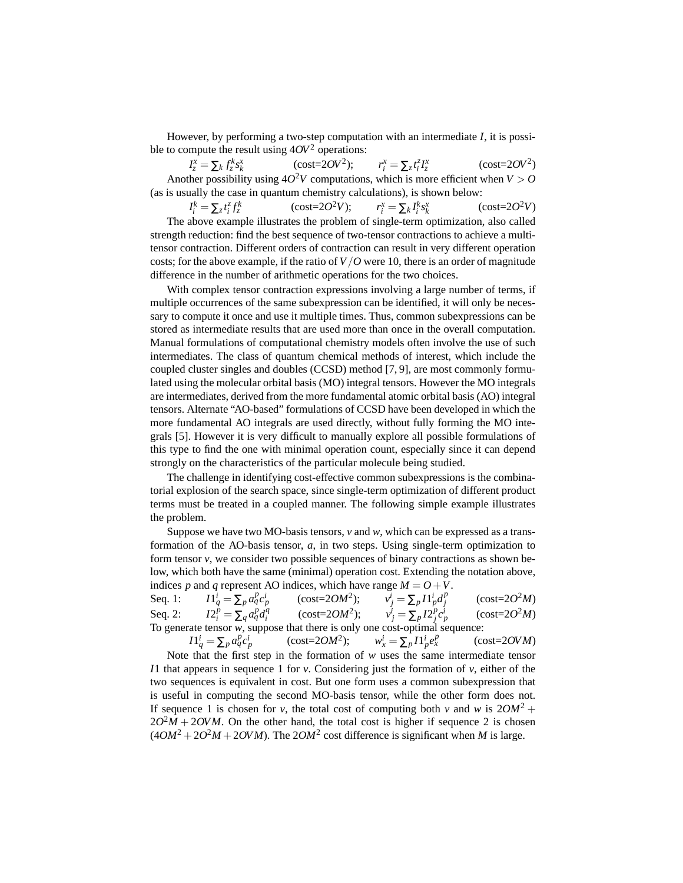However, by performing a two-step computation with an intermediate $I$, it is possible to compute the result using $4OV^2$ operations:

$$I_z^x = \sum_k f_z^k s_k^x \qquad \text{(cost=}2OV^2\text{)}; \qquad r_i^x = \sum_z t_i^z I_z^x \qquad \text{(cost=}2OV^2\text{)}$$

Another possibility using $4O^2V$ computations, which is more efficient when $V > O$ (as is usually the case in quantum chemistry calculations), is shown below:

$$I_i^k = \sum_z t_i^z f_z^k \qquad \text{(cost=}2O^2V\text{)}; \qquad r_i^x = \sum_k I_i^k s_k^x \qquad \text{(cost=}2O^2V\text{)}$$

The above example illustrates the problem of single-term optimization, also called strength reduction: find the best sequence of two-tensor contractions to achieve a multi-tensor contraction. Different orders of contraction can result in very different operation costs; for the above example, if the ratio of $V/O$ were 10, there is an order of magnitude difference in the number of arithmetic operations for the two choices.

With complex tensor contraction expressions involving a large number of terms, if multiple occurrences of the same subexpression can be identified, it will only be necessary to compute it once and use it multiple times. Thus, common subexpressions can be stored as intermediate results that are used more than once in the overall computation. Manual formulations of computational chemistry models often involve the use of such intermediates. The class of quantum chemical methods of interest, which include the coupled cluster singles and doubles (CCSD) method [7, 9], are most commonly formulated using the molecular orbital basis (MO) integral tensors. However the MO integrals are intermediates, derived from the more fundamental atomic orbital basis (AO) integral tensors. Alternate "AO-based" formulations of CCSD have been developed in which the more fundamental AO integrals are used directly, without fully forming the MO integrals [5]. However it is very difficult to manually explore all possible formulations of this type to find the one with minimal operation count, especially since it can depend strongly on the characteristics of the particular molecule being studied.

The challenge in identifying cost-effective common subexpressions is the combinatorial explosion of the search space, since single-term optimization of different product terms must be treated in a coupled manner. The following simple example illustrates the problem.

Suppose we have two MO-basis tensors, $v$ and $w$, which can be expressed as a transformation of the AO-basis tensor, $a$, in two steps. Using single-term optimization to form tensor $v$, we consider two possible sequences of binary contractions as shown below, which both have the same (minimal) operation cost. Extending the notation above, indices $p$ and $q$ represent AO indices, which have range $M = O + V$.

Seq. 1: $\quad I1_q^i = \sum_p a_q^p c_p^i \quad$ (cost=$2OM^2$); $\quad v_j^i = \sum_p I1_p^i d_j^p \quad$ (cost=$2O^2M$)

Seq. 2: $\quad I2_i^p = \sum_q a_q^p d_i^q \quad$ (cost=$2OM^2$); $\quad v_j^i = \sum_p I2_j^p c_p^i \quad$ (cost=$2O^2M$)

To generate tensor $w$, suppose that there is only one cost-optimal sequence:

$$I1_q^i = \sum_p a_q^p c_p^i \qquad \text{(cost=}2OM^2\text{)}; \qquad w_x^i = \sum_p I1_p^i e_x^p \qquad \text{(cost=}2OVM\text{)}$$

Note that the first step in the formation of $w$ uses the same intermediate tensor $I1$ that appears in sequence 1 for $v$. Considering just the formation of $v$, either of the two sequences is equivalent in cost. But one form uses a common subexpression that is useful in computing the second MO-basis tensor, while the other form does not. If sequence 1 is chosen for $v$, the total cost of computing both $v$ and $w$ is $2OM^2 + 2O^2M + 2OVM$. On the other hand, the total cost is higher if sequence 2 is chosen ($4OM^2 + 2O^2M + 2OVM$). The $2OM^2$ cost difference is significant when $M$ is large.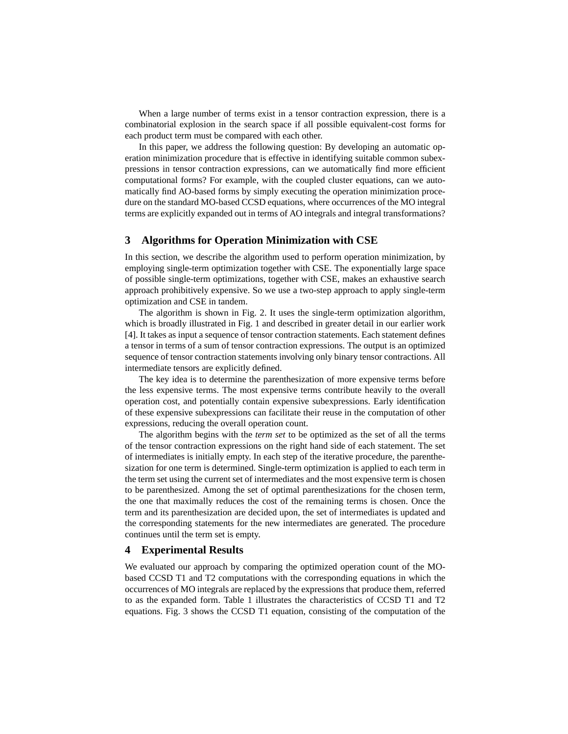When a large number of terms exist in a tensor contraction expression, there is a combinatorial explosion in the search space if all possible equivalent-cost forms for each product term must be compared with each other.

In this paper, we address the following question: By developing an automatic operation minimization procedure that is effective in identifying suitable common subexpressions in tensor contraction expressions, can we automatically find more efficient computational forms? For example, with the coupled cluster equations, can we automatically find AO-based forms by simply executing the operation minimization procedure on the standard MO-based CCSD equations, where occurrences of the MO integral terms are explicitly expanded out in terms of AO integrals and integral transformations?

## 3 Algorithms for Operation Minimization with CSE

In this section, we describe the algorithm used to perform operation minimization, by employing single-term optimization together with CSE. The exponentially large space of possible single-term optimizations, together with CSE, makes an exhaustive search approach prohibitively expensive. So we use a two-step approach to apply single-term optimization and CSE in tandem.

The algorithm is shown in Fig. 2. It uses the single-term optimization algorithm, which is broadly illustrated in Fig. 1 and described in greater detail in our earlier work [4]. It takes as input a sequence of tensor contraction statements. Each statement defines a tensor in terms of a sum of tensor contraction expressions. The output is an optimized sequence of tensor contraction statements involving only binary tensor contractions. All intermediate tensors are explicitly defined.

The key idea is to determine the parenthesization of more expensive terms before the less expensive terms. The most expensive terms contribute heavily to the overall operation cost, and potentially contain expensive subexpressions. Early identification of these expensive subexpressions can facilitate their reuse in the computation of other expressions, reducing the overall operation count.

The algorithm begins with the *term set* to be optimized as the set of all the terms of the tensor contraction expressions on the right hand side of each statement. The set of intermediates is initially empty. In each step of the iterative procedure, the parenthesization for one term is determined. Single-term optimization is applied to each term in the term set using the current set of intermediates and the most expensive term is chosen to be parenthesized. Among the set of optimal parenthesizations for the chosen term, the one that maximally reduces the cost of the remaining terms is chosen. Once the term and its parenthesization are decided upon, the set of intermediates is updated and the corresponding statements for the new intermediates are generated. The procedure continues until the term set is empty.

## 4 Experimental Results

We evaluated our approach by comparing the optimized operation count of the MO-based CCSD T1 and T2 computations with the corresponding equations in which the occurrences of MO integrals are replaced by the expressions that produce them, referred to as the expanded form. Table 1 illustrates the characteristics of CCSD T1 and T2 equations. Fig. 3 shows the CCSD T1 equation, consisting of the computation of the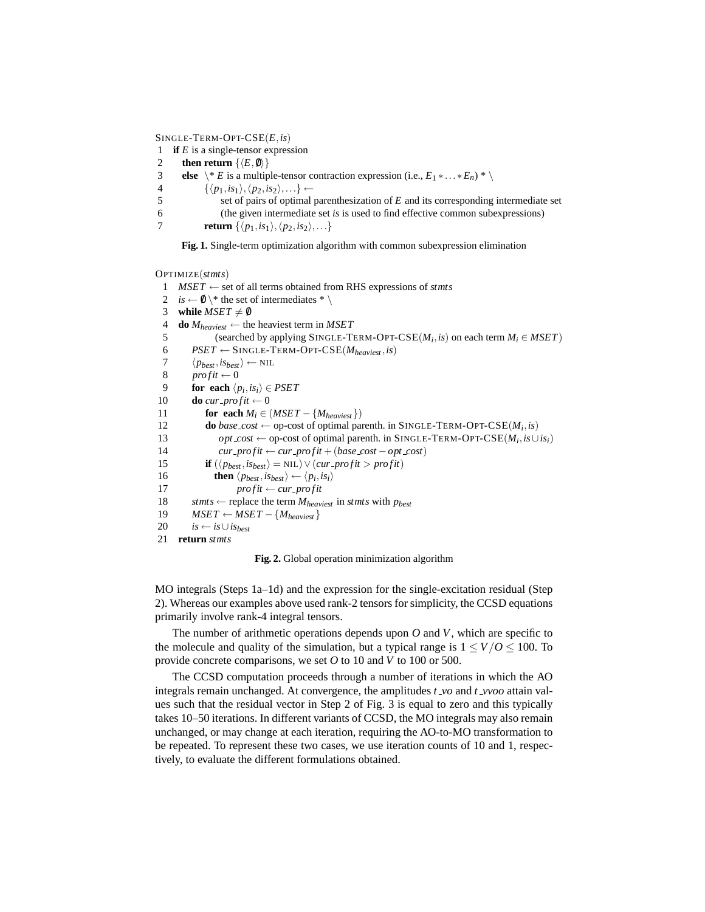```
SINGLE-TERM-OPT-CSE(E, is)
1  if E is a single-tensor expression
2    then return {⟨E, ∅⟩}
3    else  \* E is a multiple-tensor contraction expression (i.e., E_1 * ... * E_n) * \
4          {⟨p_1, is_1⟩, ⟨p_2, is_2⟩, ...} ←
5               set of pairs of optimal parenthesization of E and its corresponding intermediate set
6               (the given intermediate set is is used to find effective common subexpressions)
7          return {⟨p_1, is_1⟩, ⟨p_2, is_2⟩, ...}
```

**Fig. 1.** Single-term optimization algorithm with common subexpression elimination

```
OPTIMIZE(stmts)
 1  MSET ← set of all terms obtained from RHS expressions of stmts
 2  is ← ∅ \* the set of intermediates * \
 3  while MSET ≠ ∅
 4  do M_heaviest ← the heaviest term in MSET
 5            (searched by applying SINGLE-TERM-OPT-CSE(M_i, is) on each term M_i ∈ MSET)
 6     PSET ← SINGLE-TERM-OPT-CSE(M_heaviest, is)
 7     ⟨p_best, is_best⟩ ← NIL
 8     profit ← 0
 9     for each ⟨p_i, is_i⟩ ∈ PSET
10     do cur_profit ← 0
11         for each M_i ∈ (MSET − {M_heaviest})
12         do base_cost ← op-cost of optimal parenth. in SINGLE-TERM-OPT-CSE(M_i, is)
13            opt_cost ← op-cost of optimal parenth. in SINGLE-TERM-OPT-CSE(M_i, is ∪ is_i)
14            cur_profit ← cur_profit + (base_cost − opt_cost)
15         if (⟨p_best, is_best⟩ = NIL) ∨ (cur_profit > profit)
16            then ⟨p_best, is_best⟩ ← ⟨p_i, is_i⟩
17                 profit ← cur_profit
18     stmts ← replace the term M_heaviest in stmts with p_best
19     MSET ← MSET − {M_heaviest}
20     is ← is ∪ is_best
21  return stmts
```

**Fig. 2.** Global operation minimization algorithm

MO integrals (Steps 1a–1d) and the expression for the single-excitation residual (Step 2). Whereas our examples above used rank-2 tensors for simplicity, the CCSD equations primarily involve rank-4 integral tensors.

The number of arithmetic operations depends upon $O$ and $V$, which are specific to the molecule and quality of the simulation, but a typical range is $1 \leq V/O \leq 100$. To provide concrete comparisons, we set $O$ to 10 and $V$ to 100 or 500.

The CCSD computation proceeds through a number of iterations in which the AO integrals remain unchanged. At convergence, the amplitudes *t_vo* and *t_vvoo* attain values such that the residual vector in Step 2 of Fig. 3 is equal to zero and this typically takes 10–50 iterations. In different variants of CCSD, the MO integrals may also remain unchanged, or may change at each iteration, requiring the AO-to-MO transformation to be repeated. To represent these two cases, we use iteration counts of 10 and 1, respectively, to evaluate the different formulations obtained.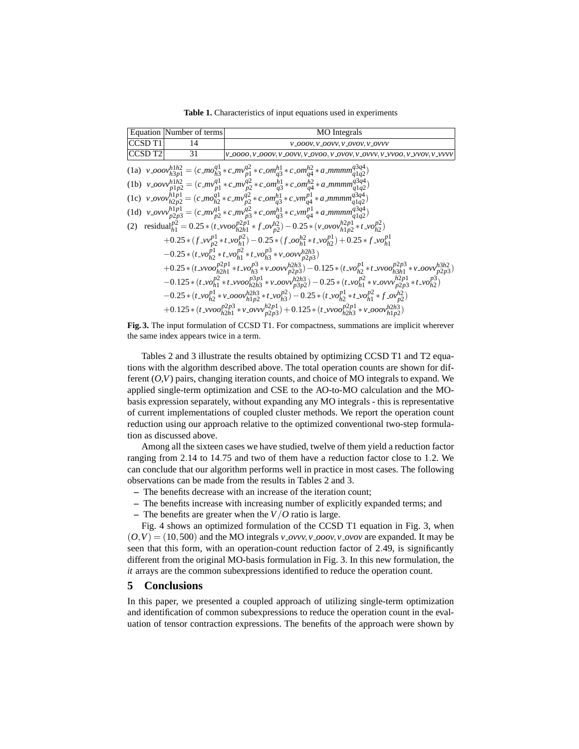**Table 1.** Characteristics of input equations used in experiments

| Equation | Number of terms | MO Integrals |
|---|---|---|
| CCSD T1 | 14 | $v\_ooov, v\_oovv, v\_ovov, v\_ovvv$ |
| CCSD T2 | 31 | $v\_oooo, v\_ooov, v\_oovv, v\_ovoo, v\_ovov, v\_ovvv, v\_vvoo, v\_vvov, v\_vvvv$ |

(1a) $v\_ooov^{h1h2}_{h3p1} = (c\_mo^{q1}_{h3} * c\_mv^{q2}_{p1} * c\_om^{h1}_{q3} * c\_om^{h2}_{q4} * a\_mmmm^{q3q4}_{q1q2})$

(1b) $v\_oovv^{h1h2}_{p1p2} = (c\_mv^{q1}_{p1} * c\_mv^{q2}_{p2} * c\_om^{h1}_{q3} * c\_om^{h2}_{q4} * a\_mmmm^{q3q4}_{q1q2})$

(1c) $v\_ovov^{h1p1}_{h2p2} = (c\_mo^{q1}_{h2} * c\_mv^{q2}_{p2} * c\_om^{h1}_{q3} * c\_vm^{p1}_{q4} * a\_mmmm^{q3q4}_{q1q2})$

(1d) $v\_ovvv^{h1p1}_{p2p3} = (c\_mv^{q1}_{p2} * c\_mv^{q2}_{p3} * c\_om^{h1}_{q3} * c\_vm^{p1}_{q4} * a\_mmmm^{q3q4}_{q1q2})$

(2)
$$
\begin{aligned}
\text{residual}^{p2}_{h1} = {} & 0.25*(t\_vvoo^{p2p1}_{h2h1} * f\_ov^{h2}_{p2}) - 0.25*(v\_ovov^{h2p1}_{h1p2} * t\_vo^{p2}_{h2}) \\
& + 0.25*(f\_vv^{p1}_{p2} * t\_vo^{p2}_{h1}) - 0.25*(f\_oo^{h2}_{h1} * t\_vo^{p1}_{h2}) + 0.25*f\_vo^{p1}_{h1} \\
& - 0.25*(t\_vo^{p1}_{h2} * t\_vo^{p2}_{h1} * t\_vo^{p3}_{h3} * v\_oovv^{h2h3}_{p2p3}) \\
& + 0.25*(t\_vvoo^{p2p1}_{h2h1} * t\_vo^{p3}_{h3} * v\_oovv^{h2h3}_{p2p3}) - 0.125*(t\_vo^{p1}_{h2} * t\_vvoo^{p2p3}_{h3h1} * v\_oovv^{h3h2}_{p2p3}) \\
& - 0.125*(t\_vo^{p2}_{h1} * t\_vvoo^{p3p1}_{h2h3} * v\_oovv^{h2h3}_{p3p2}) - 0.25*(t\_vo^{p2}_{h1} * v\_ovvv^{h2p1}_{p2p3} * t\_vo^{p3}_{h2}) \\
& - 0.25*(t\_vo^{p1}_{h2} * v\_ooov^{h2h3}_{h1p2} * t\_vo^{p2}_{h3}) - 0.25*(t\_vo^{p1}_{h2} * t\_vo^{p2}_{h1} * f\_ov^{h2}_{p2}) \\
& + 0.125*(t\_vvoo^{p2p3}_{h2h1} * v\_ovvv^{h2p1}_{p2p3}) + 0.125*(t\_vvoo^{p2p1}_{h2h3} * v\_ooov^{h2h3}_{h1p2})
\end{aligned}
$$

**Fig. 3.** The input formulation of CCSD T1. For compactness, summations are implicit wherever the same index appears twice in a term.

Tables 2 and 3 illustrate the results obtained by optimizing CCSD T1 and T2 equations with the algorithm described above. The total operation counts are shown for different $(O,V)$ pairs, changing iteration counts, and choice of MO integrals to expand. We applied single-term optimization and CSE to the AO-to-MO calculation and the MO-basis expression separately, without expanding any MO integrals - this is representative of current implementations of coupled cluster methods. We report the operation count reduction using our approach relative to the optimized conventional two-step formulation as discussed above.

Among all the sixteen cases we have studied, twelve of them yield a reduction factor ranging from 2.14 to 14.75 and two of them have a reduction factor close to 1.2. We can conclude that our algorithm performs well in practice in most cases. The following observations can be made from the results in Tables 2 and 3.

- The benefits decrease with an increase of the iteration count;
- The benefits increase with increasing number of explicitly expanded terms; and
- The benefits are greater when the $V/O$ ratio is large.

Fig. 4 shows an optimized formulation of the CCSD T1 equation in Fig. 3, when $(O,V) = (10,500)$ and the MO integrals $v\_ovvv, v\_ooov, v\_ovov$ are expanded. It may be seen that this form, with an operation-count reduction factor of 2.49, is significantly different from the original MO-basis formulation in Fig. 3. In this new formulation, the *it* arrays are the common subexpressions identified to reduce the operation count.

## 5 Conclusions

In this paper, we presented a coupled approach of utilizing single-term optimization and identification of common subexpressions to reduce the operation count in the evaluation of tensor contraction expressions. The benefits of the approach were shown by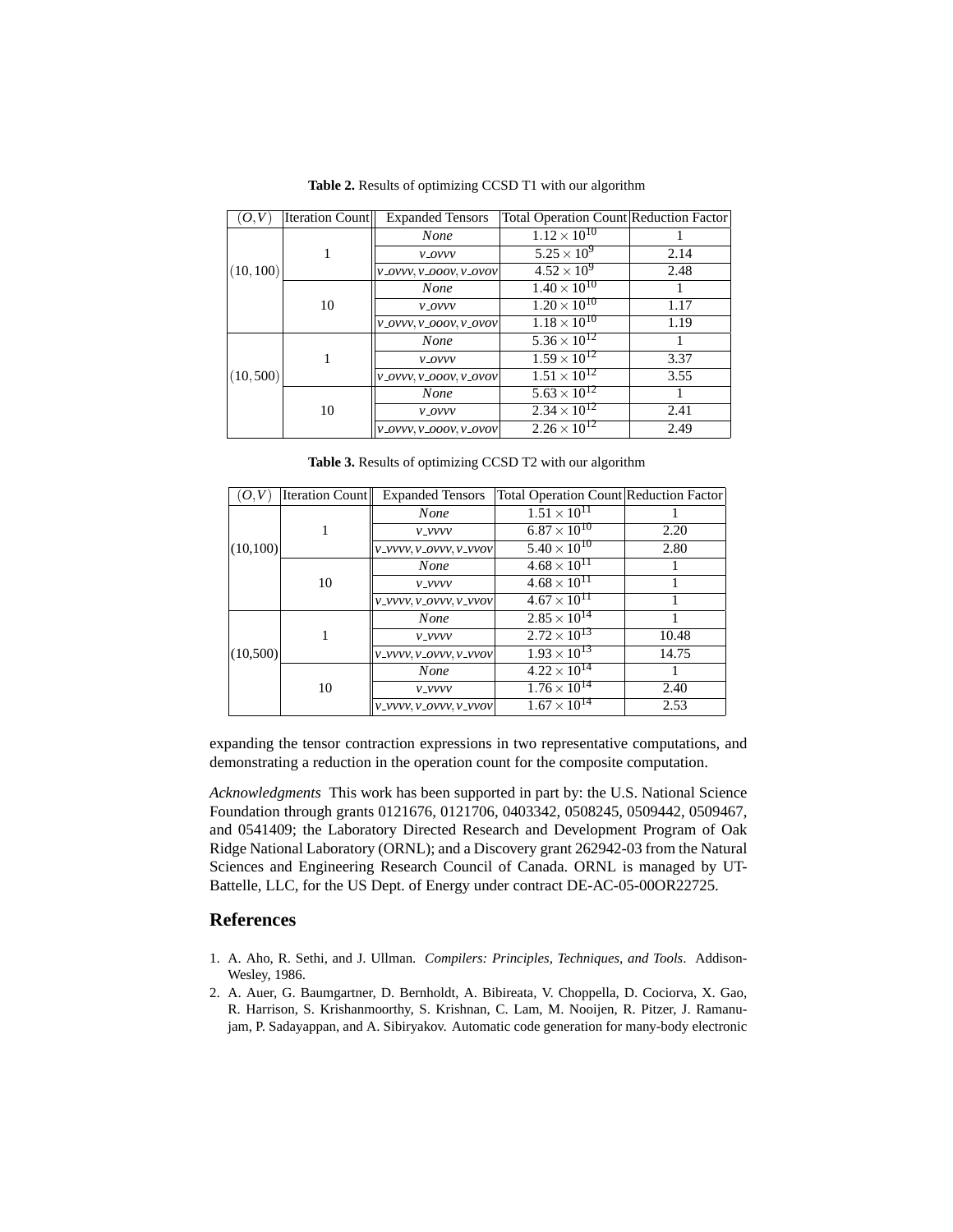**Table 2.** Results of optimizing CCSD T1 with our algorithm

| $(O,V)$ | Iteration Count | Expanded Tensors | Total Operation Count | Reduction Factor |
|---|---|---|---|---|
| $(10,100)$ | 1 | *None* | $1.12 \times 10^{10}$ | 1 |
| | | *v_ovvv* | $5.25 \times 10^{9}$ | 2.14 |
| | | *v_ovvv, v_ooov, v_ovov* | $4.52 \times 10^{9}$ | 2.48 |
| | 10 | *None* | $1.40 \times 10^{10}$ | 1 |
| | | *v_ovvv* | $1.20 \times 10^{10}$ | 1.17 |
| | | *v_ovvv, v_ooov, v_ovov* | $1.18 \times 10^{10}$ | 1.19 |
| $(10,500)$ | 1 | *None* | $5.36 \times 10^{12}$ | 1 |
| | | *v_ovvv* | $1.59 \times 10^{12}$ | 3.37 |
| | | *v_ovvv, v_ooov, v_ovov* | $1.51 \times 10^{12}$ | 3.55 |
| | 10 | *None* | $5.63 \times 10^{12}$ | 1 |
| | | *v_ovvv* | $2.34 \times 10^{12}$ | 2.41 |
| | | *v_ovvv, v_ooov, v_ovov* | $2.26 \times 10^{12}$ | 2.49 |

**Table 3.** Results of optimizing CCSD T2 with our algorithm

| $(O,V)$ | Iteration Count | Expanded Tensors | Total Operation Count | Reduction Factor |
|---|---|---|---|---|
| (10,100) | 1 | *None* | $1.51 \times 10^{11}$ | 1 |
| | | *v_vvvv* | $6.87 \times 10^{10}$ | 2.20 |
| | | *v_vvvv, v_ovvv, v_vvov* | $5.40 \times 10^{10}$ | 2.80 |
| | 10 | *None* | $4.68 \times 10^{11}$ | 1 |
| | | *v_vvvv* | $4.68 \times 10^{11}$ | 1 |
| | | *v_vvvv, v_ovvv, v_vvov* | $4.67 \times 10^{11}$ | 1 |
| (10,500) | 1 | *None* | $2.85 \times 10^{14}$ | 1 |
| | | *v_vvvv* | $2.72 \times 10^{13}$ | 10.48 |
| | | *v_vvvv, v_ovvv, v_vvov* | $1.93 \times 10^{13}$ | 14.75 |
| | 10 | *None* | $4.22 \times 10^{14}$ | 1 |
| | | *v_vvvv* | $1.76 \times 10^{14}$ | 2.40 |
| | | *v_vvvv, v_ovvv, v_vvov* | $1.67 \times 10^{14}$ | 2.53 |

expanding the tensor contraction expressions in two representative computations, and demonstrating a reduction in the operation count for the composite computation.

*Acknowledgments* This work has been supported in part by: the U.S. National Science Foundation through grants 0121676, 0121706, 0403342, 0508245, 0509442, 0509467, and 0541409; the Laboratory Directed Research and Development Program of Oak Ridge National Laboratory (ORNL); and a Discovery grant 262942-03 from the Natural Sciences and Engineering Research Council of Canada. ORNL is managed by UT-Battelle, LLC, for the US Dept. of Energy under contract DE-AC-05-00OR22725.

## References

1. A. Aho, R. Sethi, and J. Ullman. *Compilers: Principles, Techniques, and Tools*. Addison-Wesley, 1986.
2. A. Auer, G. Baumgartner, D. Bernholdt, A. Bibireata, V. Choppella, D. Cociorva, X. Gao, R. Harrison, S. Krishanmoorthy, S. Krishnan, C. Lam, M. Nooijen, R. Pitzer, J. Ramanujam, P. Sadayappan, and A. Sibiryakov. Automatic code generation for many-body electronic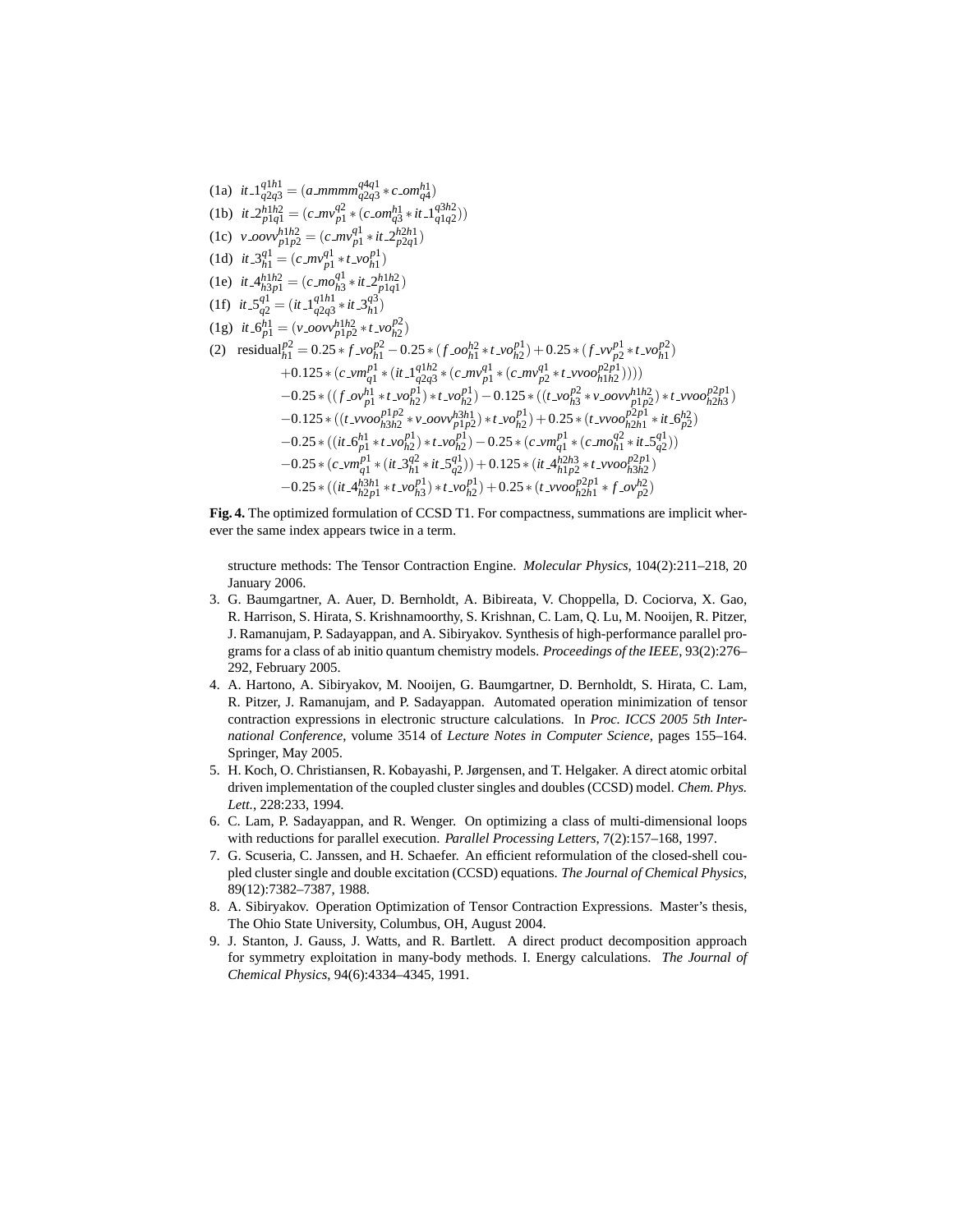(1a) $it\_1^{q1h1}_{q2q3} = (a\_mmmm^{q4q1}_{q2q3} * c\_om^{h1}_{q4})$

(1b) $it\_2^{h1h2}_{p1q1} = (c\_mv^{q2}_{p1} * (c\_om^{h1}_{q3} * it\_1^{q3h2}_{q1q2}))$

(1c) $v\_oovv^{h1h2}_{p1p2} = (c\_mv^{q1}_{p1} * it\_2^{h2h1}_{p2q1})$

(1d) $it\_3^{q1}_{h1} = (c\_mv^{q1}_{p1} * t\_vo^{p1}_{h1})$

(1e) $it\_4^{h1h2}_{h3p1} = (c\_mo^{q1}_{h3} * it\_2^{h1h2}_{p1q1})$

(1f) $it\_5^{q1}_{q2} = (it\_1^{q1h1}_{q2q3} * it\_3^{q3}_{h1})$

(1g) $it\_6^{h1}_{p1} = (v\_oovv^{h1h2}_{p1p2} * t\_vo^{p2}_{h2})$

(2) 
$$
\begin{aligned}
\text{residual}^{p2}_{h1} = {} & 0.25 * f\_vo^{p2}_{h1} - 0.25 * (f\_oo^{h2}_{h1} * t\_vo^{p1}_{h2}) + 0.25 * (f\_vv^{p1}_{p2} * t\_vo^{p2}_{h1}) \\
& + 0.125 * (c\_vm^{p1}_{q1} * (it\_1^{q1h2}_{q2q3} * (c\_mv^{q1}_{p1} * (c\_mv^{q1}_{p2} * t\_vvoo^{p2p1}_{h1h2})))) \\
& - 0.25 * ((f\_ov^{h1}_{p1} * t\_vo^{p1}_{h2}) * t\_vo^{p1}_{h2}) - 0.125 * ((t\_vo^{p2}_{h3} * v\_oovv^{h1h2}_{p1p2}) * t\_vvoo^{p2p1}_{h2h3}) \\
& - 0.125 * ((t\_vvoo^{p1p2}_{h3h2} * v\_oovv^{h3h1}_{p1p2}) * t\_vo^{p1}_{h2}) + 0.25 * (t\_vvoo^{p2p1}_{h2h1} * it\_6^{h2}_{p2}) \\
& - 0.25 * ((it\_6^{h1}_{p1} * t\_vo^{p1}_{h2}) * t\_vo^{p1}_{h2}) - 0.25 * (c\_vm^{p1}_{q1} * (c\_mo^{q2}_{h1} * it\_5^{q1}_{q2})) \\
& - 0.25 * (c\_vm^{p1}_{q1} * (it\_3^{q2}_{h1} * it\_5^{q1}_{q2})) + 0.125 * (it\_4^{h2h3}_{h1p2} * t\_vvoo^{p2p1}_{h3h2}) \\
& - 0.25 * ((it\_4^{h3h1}_{h2p1} * t\_vo^{p1}_{h3}) * t\_vo^{p1}_{h2}) + 0.25 * (t\_vvoo^{p2p1}_{h2h1} * f\_ov^{h2}_{p2})
\end{aligned}
$$

**Fig. 4.** The optimized formulation of CCSD T1. For compactness, summations are implicit wherever the same index appears twice in a term.

structure methods: The Tensor Contraction Engine. *Molecular Physics*, 104(2):211–218, 20 January 2006.

3. G. Baumgartner, A. Auer, D. Bernholdt, A. Bibireata, V. Choppella, D. Cociorva, X. Gao, R. Harrison, S. Hirata, S. Krishnamoorthy, S. Krishnan, C. Lam, Q. Lu, M. Nooijen, R. Pitzer, J. Ramanujam, P. Sadayappan, and A. Sibiryakov. Synthesis of high-performance parallel programs for a class of ab initio quantum chemistry models. *Proceedings of the IEEE*, 93(2):276–292, February 2005.
4. A. Hartono, A. Sibiryakov, M. Nooijen, G. Baumgartner, D. Bernholdt, S. Hirata, C. Lam, R. Pitzer, J. Ramanujam, and P. Sadayappan. Automated operation minimization of tensor contraction expressions in electronic structure calculations. In *Proc. ICCS 2005 5th International Conference*, volume 3514 of *Lecture Notes in Computer Science*, pages 155–164. Springer, May 2005.
5. H. Koch, O. Christiansen, R. Kobayashi, P. Jørgensen, and T. Helgaker. A direct atomic orbital driven implementation of the coupled cluster singles and doubles (CCSD) model. *Chem. Phys. Lett.*, 228:233, 1994.
6. C. Lam, P. Sadayappan, and R. Wenger. On optimizing a class of multi-dimensional loops with reductions for parallel execution. *Parallel Processing Letters*, 7(2):157–168, 1997.
7. G. Scuseria, C. Janssen, and H. Schaefer. An efficient reformulation of the closed-shell coupled cluster single and double excitation (CCSD) equations. *The Journal of Chemical Physics*, 89(12):7382–7387, 1988.
8. A. Sibiryakov. Operation Optimization of Tensor Contraction Expressions. Master's thesis, The Ohio State University, Columbus, OH, August 2004.
9. J. Stanton, J. Gauss, J. Watts, and R. Bartlett. A direct product decomposition approach for symmetry exploitation in many-body methods. I. Energy calculations. *The Journal of Chemical Physics*, 94(6):4334–4345, 1991.